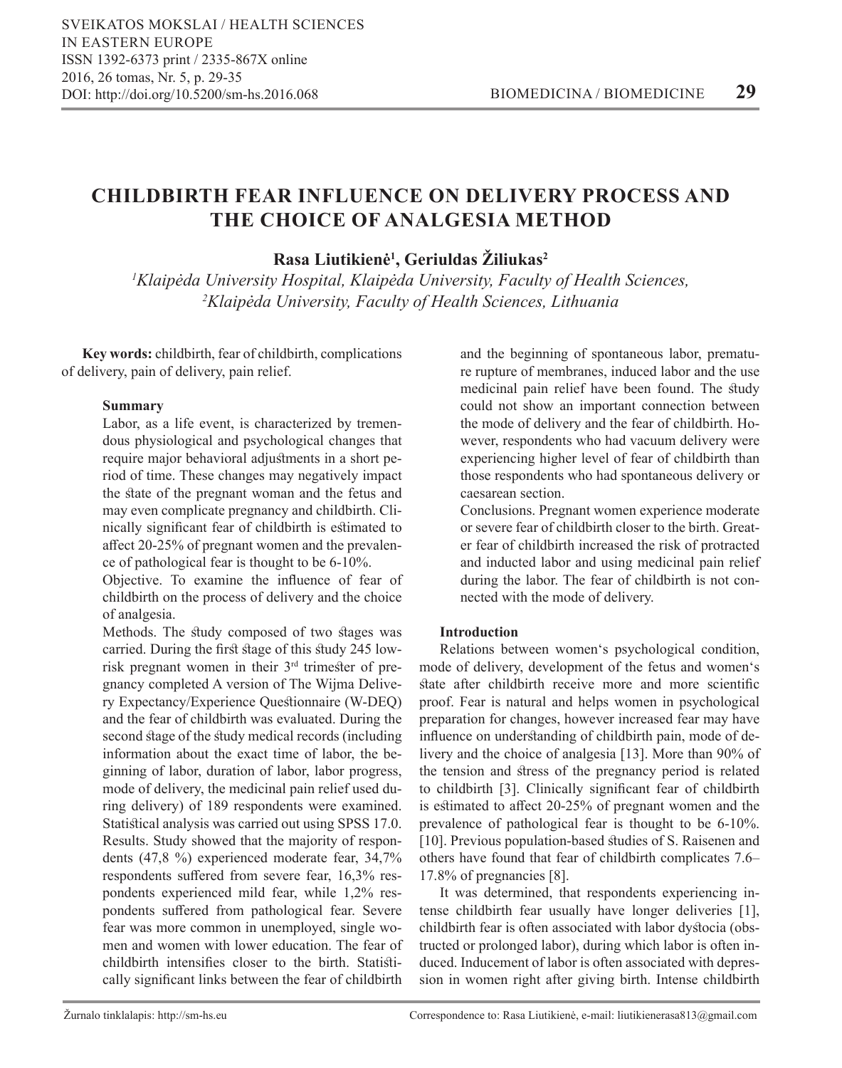# CHILDBIRTH FEAR INFLUENCE ON DELIVERY PROCESS AND THE CHOICE OF ANALGESIA METHOD

**Rasa Liutikienė[1], Geriuldas Žiliukas[2]**

*[1]Klaipėda University Hospital, Klaipėda University, Faculty of Health Sciences,*
*[2]Klaipėda University, Faculty of Health Sciences, Lithuania*

**Key words:** childbirth, fear of childbirth, complications of delivery, pain of delivery, pain relief.

### Summary

Labor, as a life event, is characterized by tremendous physiological and psychological changes that require major behavioral adjustments in a short period of time. These changes may negatively impact the state of the pregnant woman and the fetus and may even complicate pregnancy and childbirth. Clinically significant fear of childbirth is estimated to affect 20-25% of pregnant women and the prevalence of pathological fear is thought to be 6-10%.

Objective. To examine the influence of fear of childbirth on the process of delivery and the choice of analgesia.

Methods. The study composed of two stages was carried. During the first stage of this study 245 low-risk pregnant women in their 3[rd] trimester of pregnancy completed A version of The Wijma Delivery Expectancy/Experience Questionnaire (W-DEQ) and the fear of childbirth was evaluated. During the second stage of the study medical records (including information about the exact time of labor, the beginning of labor, duration of labor, labor progress, mode of delivery, the medicinal pain relief used during delivery) of 189 respondents were examined. Statistical analysis was carried out using SPSS 17.0.

Results. Study showed that the majority of respondents (47,8 %) experienced moderate fear, 34,7% respondents suffered from severe fear, 16,3% respondents experienced mild fear, while 1,2% respondents suffered from pathological fear. Severe fear was more common in unemployed, single women and women with lower education. The fear of childbirth intensifies closer to the birth. Statistically significant links between the fear of childbirth and the beginning of spontaneous labor, premature rupture of membranes, induced labor and the use medicinal pain relief have been found. The study could not show an important connection between the mode of delivery and the fear of childbirth. However, respondents who had vacuum delivery were experiencing higher level of fear of childbirth than those respondents who had spontaneous delivery or caesarean section.

Conclusions. Pregnant women experience moderate or severe fear of childbirth closer to the birth. Greater fear of childbirth increased the risk of protracted and inducted labor and using medicinal pain relief during the labor. The fear of childbirth is not connected with the mode of delivery.

### Introduction

Relations between women‘s psychological condition, mode of delivery, development of the fetus and women‘s state after childbirth receive more and more scientific proof. Fear is natural and helps women in psychological preparation for changes, however increased fear may have influence on understanding of childbirth pain, mode of delivery and the choice of analgesia [13]. More than 90% of the tension and stress of the pregnancy period is related to childbirth [3]. Clinically significant fear of childbirth is estimated to affect 20-25% of pregnant women and the prevalence of pathological fear is thought to be 6-10%. [10]. Previous population-based studies of S. Raisenen and others have found that fear of childbirth complicates 7.6–17.8% of pregnancies [8].

It was determined, that respondents experiencing intense childbirth fear usually have longer deliveries [1], childbirth fear is often associated with labor dystocia (obstructed or prolonged labor), during which labor is often induced. Inducement of labor is often associated with depression in women right after giving birth. Intense childbirth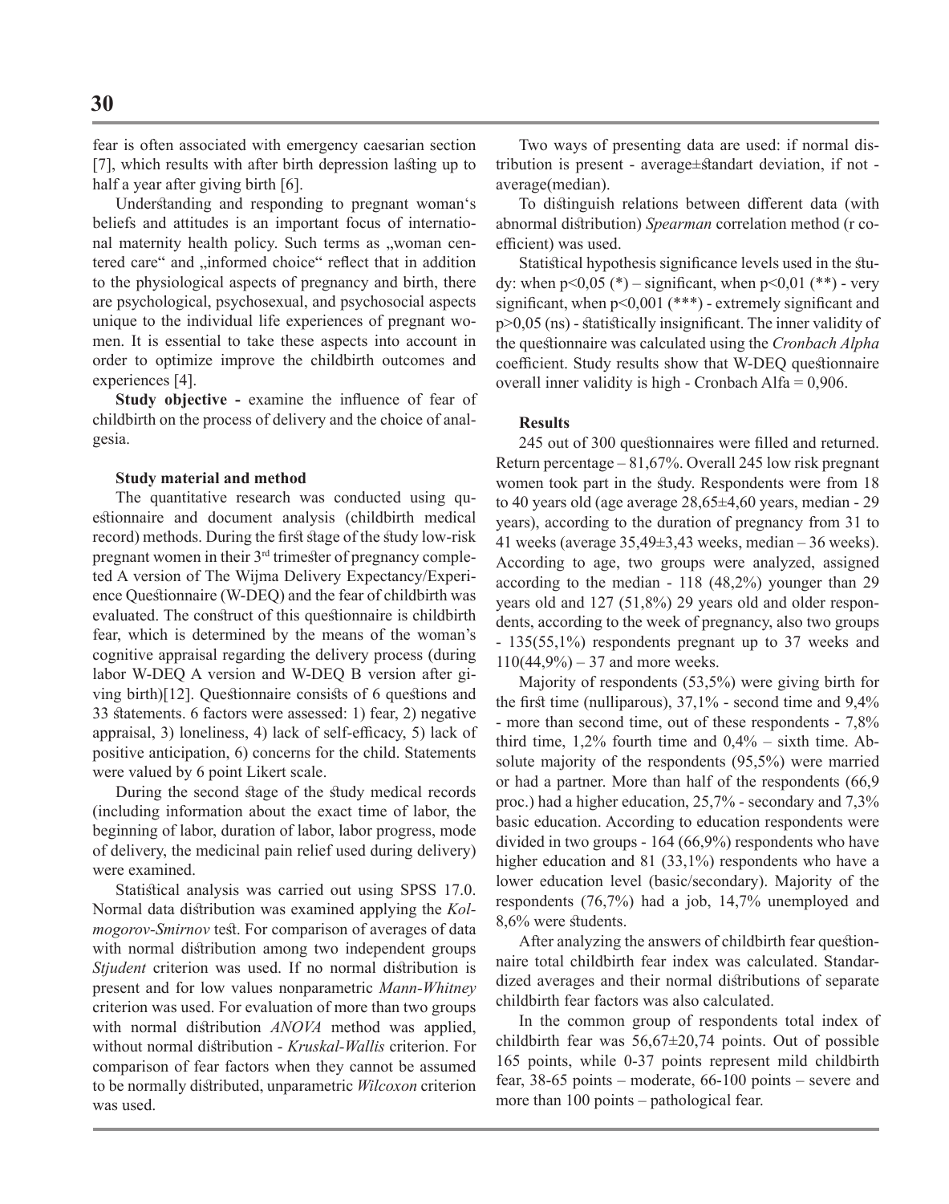fear is often associated with emergency caesarian section [7], which results with after birth depression lasting up to half a year after giving birth [6].

Understanding and responding to pregnant woman's beliefs and attitudes is an important focus of international maternity health policy. Such terms as „woman centered care" and „informed choice" reflect that in addition to the physiological aspects of pregnancy and birth, there are psychological, psychosexual, and psychosocial aspects unique to the individual life experiences of pregnant women. It is essential to take these aspects into account in order to optimize improve the childbirth outcomes and experiences [4].

**Study objective -** examine the influence of fear of childbirth on the process of delivery and the choice of analgesia.

**Study material and method**

The quantitative research was conducted using questionnaire and document analysis (childbirth medical record) methods. During the first stage of the study low-risk pregnant women in their 3[rd] trimester of pregnancy completed A version of The Wijma Delivery Expectancy/Experience Questionnaire (W-DEQ) and the fear of childbirth was evaluated. The construct of this questionnaire is childbirth fear, which is determined by the means of the woman's cognitive appraisal regarding the delivery process (during labor W-DEQ A version and W-DEQ B version after giving birth)[12]. Questionnaire consists of 6 questions and 33 statements. 6 factors were assessed: 1) fear, 2) negative appraisal, 3) loneliness, 4) lack of self-efficacy, 5) lack of positive anticipation, 6) concerns for the child. Statements were valued by 6 point Likert scale.

During the second stage of the study medical records (including information about the exact time of labor, the beginning of labor, duration of labor, labor progress, mode of delivery, the medicinal pain relief used during delivery) were examined.

Statistical analysis was carried out using SPSS 17.0. Normal data distribution was examined applying the *Kolmogorov-Smirnov* test. For comparison of averages of data with normal distribution among two independent groups *Stjudent* criterion was used. If no normal distribution is present and for low values nonparametric *Mann-Whitney* criterion was used. For evaluation of more than two groups with normal distribution *ANOVA* method was applied, without normal distribution - *Kruskal-Wallis* criterion. For comparison of fear factors when they cannot be assumed to be normally distributed, unparametric *Wilcoxon* criterion was used.

Two ways of presenting data are used: if normal distribution is present - average±standart deviation, if not - average(median).

To distinguish relations between different data (with abnormal distribution) *Spearman* correlation method (r coefficient) was used.

Statistical hypothesis significance levels used in the study: when $p<0,05$ (*) – significant, when $p<0,01$ (**) - very significant, when $p<0,001$ (***) - extremely significant and $p>0,05$ (ns) - statistically insignificant. The inner validity of the questionnaire was calculated using the *Cronbach Alpha* coefficient. Study results show that W-DEQ questionnaire overall inner validity is high - Cronbach Alfa = 0,906.

**Results**

245 out of 300 questionnaires were filled and returned. Return percentage – 81,67%. Overall 245 low risk pregnant women took part in the study. Respondents were from 18 to 40 years old (age average 28,65±4,60 years, median - 29 years), according to the duration of pregnancy from 31 to 41 weeks (average 35,49±3,43 weeks, median – 36 weeks). According to age, two groups were analyzed, assigned according to the median - 118 (48,2%) younger than 29 years old and 127 (51,8%) 29 years old and older respondents, according to the week of pregnancy, also two groups - 135(55,1%) respondents pregnant up to 37 weeks and 110(44,9%) – 37 and more weeks.

Majority of respondents (53,5%) were giving birth for the first time (nulliparous), 37,1% - second time and 9,4% - more than second time, out of these respondents - 7,8% third time, 1,2% fourth time and 0,4% – sixth time. Absolute majority of the respondents (95,5%) were married or had a partner. More than half of the respondents (66,9 proc.) had a higher education, 25,7% - secondary and 7,3% basic education. According to education respondents were divided in two groups - 164 (66,9%) respondents who have higher education and 81 (33,1%) respondents who have a lower education level (basic/secondary). Majority of the respondents (76,7%) had a job, 14,7% unemployed and 8,6% were students.

After analyzing the answers of childbirth fear questionnaire total childbirth fear index was calculated. Standardized averages and their normal distributions of separate childbirth fear factors was also calculated.

In the common group of respondents total index of childbirth fear was 56,67±20,74 points. Out of possible 165 points, while 0-37 points represent mild childbirth fear, 38-65 points – moderate, 66-100 points – severe and more than 100 points – pathological fear.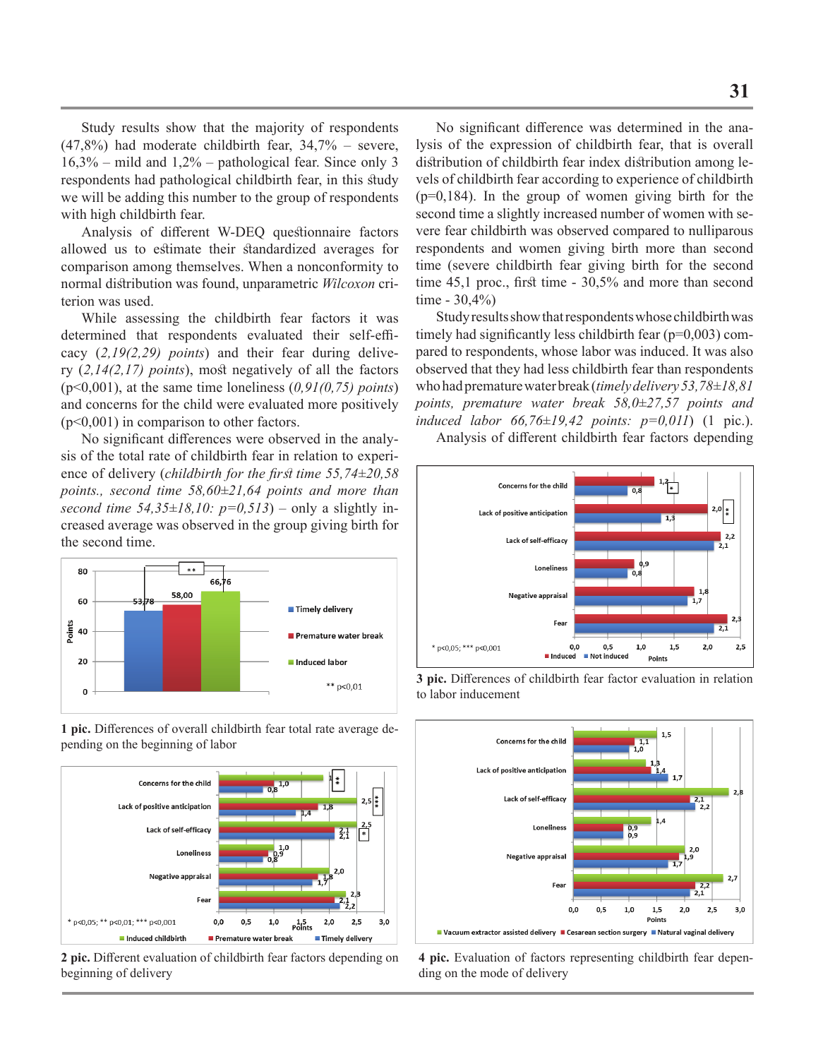Study results show that the majority of respondents (47,8%) had moderate childbirth fear, 34,7% – severe, 16,3% – mild and 1,2% – pathological fear. Since only 3 respondents had pathological childbirth fear, in this study we will be adding this number to the group of respondents with high childbirth fear.

Analysis of different W-DEQ questionnaire factors allowed us to estimate their standardized averages for comparison among themselves. When a nonconformity to normal distribution was found, unparametric *Wilcoxon* criterion was used.

While assessing the childbirth fear factors it was determined that respondents evaluated their self-efficacy (*2,19(2,29) points*) and their fear during delivery (*2,14(2,17) points*), most negatively of all the factors (p<0,001), at the same time loneliness (*0,91(0,75) points*) and concerns for the child were evaluated more positively (p<0,001) in comparison to other factors.

No significant differences were observed in the analysis of the total rate of childbirth fear in relation to experience of delivery (*childbirth for the first time 55,74±20,58 points., second time 58,60±21,64 points and more than second time 54,35±18,10: p=0,513*) – only a slightly increased average was observed in the group giving birth for the second time.

**1 pic.** Differences of overall childbirth fear total rate average depending on the beginning of labor

**2 pic.** Different evaluation of childbirth fear factors depending on beginning of delivery

No significant difference was determined in the analysis of the expression of childbirth fear, that is overall distribution of childbirth fear index distribution among levels of childbirth fear according to experience of childbirth (p=0,184). In the group of women giving birth for the second time a slightly increased number of women with severe fear childbirth was observed compared to nulliparous respondents and women giving birth more than second time (severe childbirth fear giving birth for the second time 45,1 proc., first time - 30,5% and more than second time - 30,4%)

Study results show that respondents whose childbirth was timely had significantly less childbirth fear (p=0,003) compared to respondents, whose labor was induced. It was also observed that they had less childbirth fear than respondents who had premature water break (*timely delivery 53,78±18,81 points, premature water break 58,0±27,57 points and induced labor 66,76±19,42 points: p=0,011*) (1 pic.).

Analysis of different childbirth fear factors depending

**3 pic.** Differences of childbirth fear factor evaluation in relation to labor inducement

**4 pic.** Evaluation of factors representing childbirth fear depending on the mode of delivery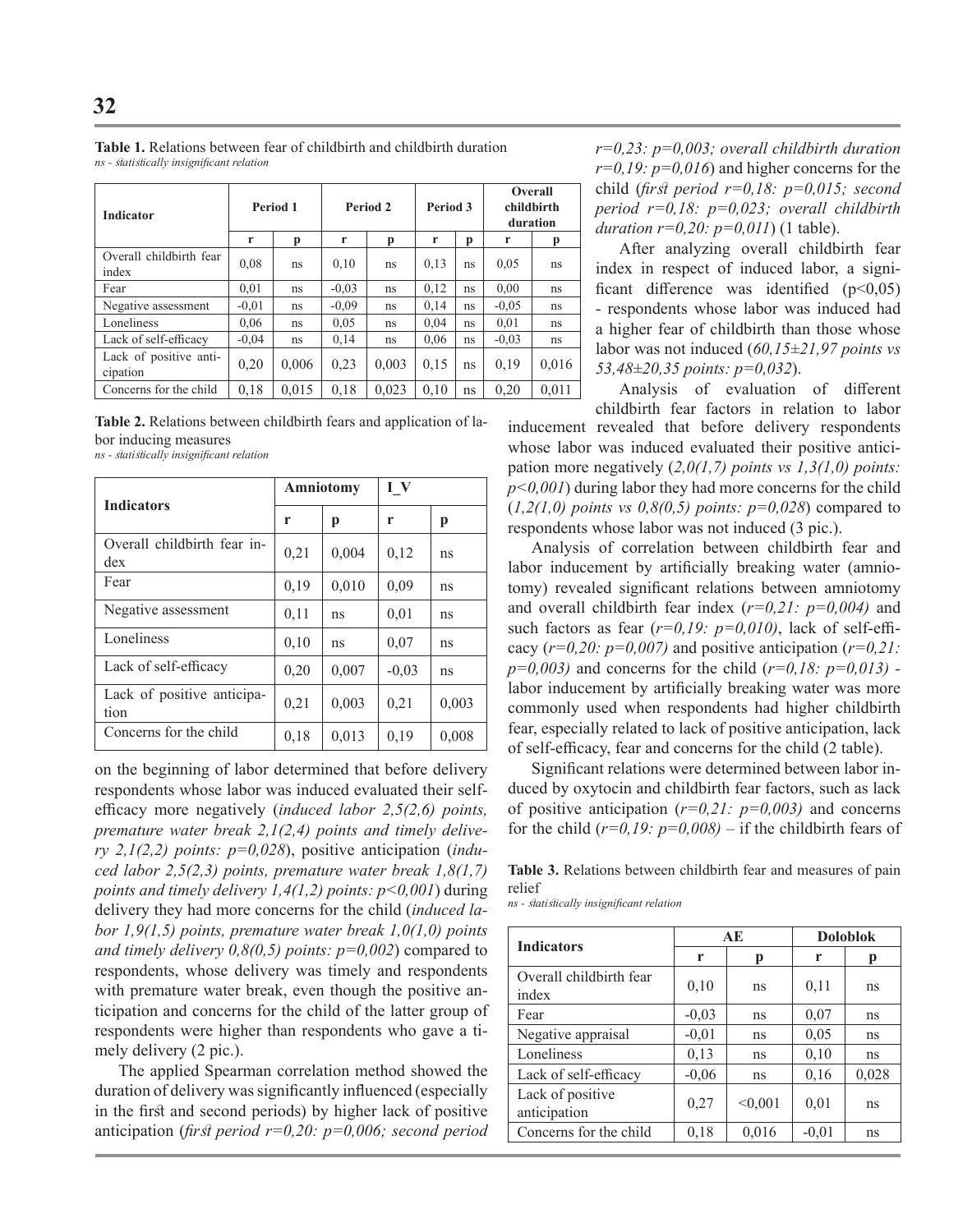**Table 1.** Relations between fear of childbirth and childbirth duration
*ns - statistically insignificant relation*

| Indicator | Period 1 | | Period 2 | | Period 3 | | Overall childbirth duration | |
|---|---|---|---|---|---|---|---|---|
| | r | p | r | p | r | p | r | p |
| Overall childbirth fear index | 0,08 | ns | 0,10 | ns | 0,13 | ns | 0,05 | ns |
| Fear | 0,01 | ns | -0,03 | ns | 0,12 | ns | 0,00 | ns |
| Negative assessment | -0,01 | ns | -0,09 | ns | 0,14 | ns | -0,05 | ns |
| Loneliness | 0,06 | ns | 0,05 | ns | 0,04 | ns | 0,01 | ns |
| Lack of self-efficacy | -0,04 | ns | 0,14 | ns | 0,06 | ns | -0,03 | ns |
| Lack of positive anticipation | 0,20 | 0,006 | 0,23 | 0,003 | 0,15 | ns | 0,19 | 0,016 |
| Concerns for the child | 0,18 | 0,015 | 0,18 | 0,023 | 0,10 | ns | 0,20 | 0,011 |

**Table 2.** Relations between childbirth fears and application of labor inducing measures
*ns - statistically insignificant relation*

| Indicators | Amniotomy | | I_V | |
|---|---|---|---|---|
| | r | p | r | p |
| Overall childbirth fear index | 0,21 | 0,004 | 0,12 | ns |
| Fear | 0,19 | 0,010 | 0,09 | ns |
| Negative assessment | 0,11 | ns | 0,01 | ns |
| Loneliness | 0,10 | ns | 0,07 | ns |
| Lack of self-efficacy | 0,20 | 0,007 | -0,03 | ns |
| Lack of positive anticipation | 0,21 | 0,003 | 0,21 | 0,003 |
| Concerns for the child | 0,18 | 0,013 | 0,19 | 0,008 |

on the beginning of labor determined that before delivery respondents whose labor was induced evaluated their self-efficacy more negatively (*induced labor 2,5(2,6) points, premature water break 2,1(2,4) points and timely delivery 2,1(2,2) points: p=0,028*), positive anticipation (*induced labor 2,5(2,3) points, premature water break 1,8(1,7) points and timely delivery 1,4(1,2) points: p<0,001*) during delivery they had more concerns for the child (*induced labor 1,9(1,5) points, premature water break 1,0(1,0) points and timely delivery 0,8(0,5) points: p=0,002*) compared to respondents, whose delivery was timely and respondents with premature water break, even though the positive anticipation and concerns for the child of the latter group of respondents were higher than respondents who gave a timely delivery (2 pic.).

The applied Spearman correlation method showed the duration of delivery was significantly influenced (especially in the first and second periods) by higher lack of positive anticipation (*first period r=0,20: p=0,006; second period r=0,23: p=0,003; overall childbirth duration r=0,19: p=0,016*) and higher concerns for the child (*first period r=0,18: p=0,015; second period r=0,18: p=0,023; overall childbirth duration r=0,20: p=0,011*) (1 table).

After analyzing overall childbirth fear index in respect of induced labor, a significant difference was identified (p<0,05) - respondents whose labor was induced had a higher fear of childbirth than those whose labor was not induced (*60,15±21,97 points vs 53,48±20,35 points: p=0,032*).

Analysis of evaluation of different childbirth fear factors in relation to labor inducement revealed that before delivery respondents whose labor was induced evaluated their positive anticipation more negatively (*2,0(1,7) points vs 1,3(1,0) points: p<0,001*) during labor they had more concerns for the child (*1,2(1,0) points vs 0,8(0,5) points: p=0,028*) compared to respondents whose labor was not induced (3 pic.).

Analysis of correlation between childbirth fear and labor inducement by artificially breaking water (amniotomy) revealed significant relations between amniotomy and overall childbirth fear index (*r=0,21: p=0,004)* and such factors as fear (*r=0,19: p=0,010)*, lack of self-efficacy (*r=0,20: p=0,007)* and positive anticipation (*r=0,21: p=0,003)* and concerns for the child (*r=0,18: p=0,013)* - labor inducement by artificially breaking water was more commonly used when respondents had higher childbirth fear, especially related to lack of positive anticipation, lack of self-efficacy, fear and concerns for the child (2 table).

Significant relations were determined between labor induced by oxytocin and childbirth fear factors, such as lack of positive anticipation (*r=0,21: p=0,003)* and concerns for the child (*r=0,19: p=0,008)* – if the childbirth fears of

**Table 3.** Relations between childbirth fear and measures of pain relief
*ns - statistically insignificant relation*

| Indicators | AE | | Doloblok | |
|---|---|---|---|---|
| | r | p | r | p |
| Overall childbirth fear index | 0,10 | ns | 0,11 | ns |
| Fear | -0,03 | ns | 0,07 | ns |
| Negative appraisal | -0,01 | ns | 0,05 | ns |
| Loneliness | 0,13 | ns | 0,10 | ns |
| Lack of self-efficacy | -0,06 | ns | 0,16 | 0,028 |
| Lack of positive anticipation | 0,27 | <0,001 | 0,01 | ns |
| Concerns for the child | 0,18 | 0,016 | -0,01 | ns |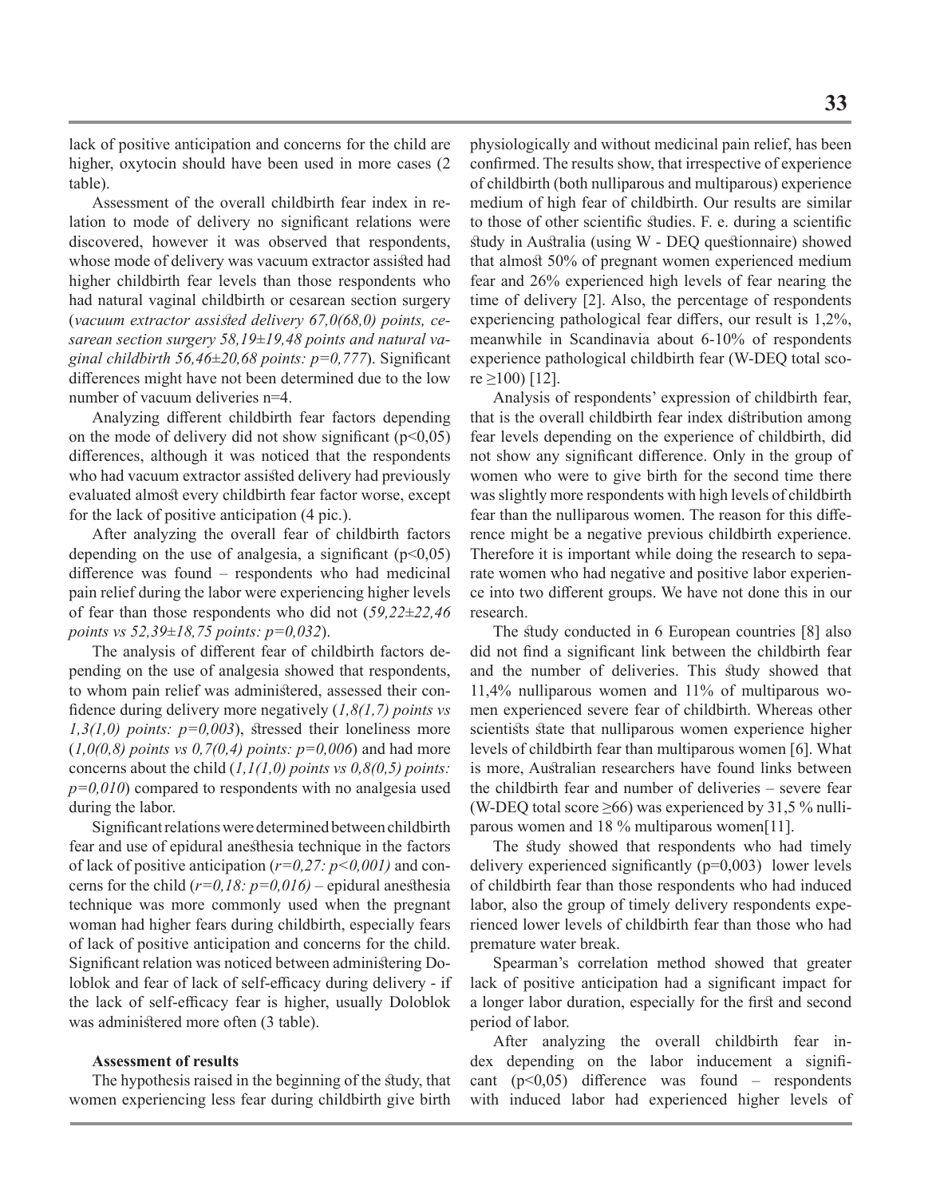lack of positive anticipation and concerns for the child are higher, oxytocin should have been used in more cases (2 table).

Assessment of the overall childbirth fear index in relation to mode of delivery no significant relations were discovered, however it was observed that respondents, whose mode of delivery was vacuum extractor assisted had higher childbirth fear levels than those respondents who had natural vaginal childbirth or cesarean section surgery (*vacuum extractor assisted delivery 67,0(68,0) points, cesarean section surgery 58,19±19,48 points and natural vaginal childbirth 56,46±20,68 points: p=0,777*). Significant differences might have not been determined due to the low number of vacuum deliveries n=4.

Analyzing different childbirth fear factors depending on the mode of delivery did not show significant (p<0,05) differences, although it was noticed that the respondents who had vacuum extractor assisted delivery had previously evaluated almost every childbirth fear factor worse, except for the lack of positive anticipation (4 pic.).

After analyzing the overall fear of childbirth factors depending on the use of analgesia, a significant (p<0,05) difference was found – respondents who had medicinal pain relief during the labor were experiencing higher levels of fear than those respondents who did not (*59,22±22,46 points vs 52,39±18,75 points: p=0,032*).

The analysis of different fear of childbirth factors depending on the use of analgesia showed that respondents, to whom pain relief was administered, assessed their confidence during delivery more negatively (*1,8(1,7) points vs 1,3(1,0) points: p=0,003*), stressed their loneliness more (*1,0(0,8) points vs 0,7(0,4) points: p=0,006*) and had more concerns about the child (*1,1(1,0) points vs 0,8(0,5) points: p=0,010*) compared to respondents with no analgesia used during the labor.

Significant relations were determined between childbirth fear and use of epidural anesthesia technique in the factors of lack of positive anticipation (*r=0,27: p<0,001)* and concerns for the child (*r=0,18: p=0,016)* – epidural anesthesia technique was more commonly used when the pregnant woman had higher fears during childbirth, especially fears of lack of positive anticipation and concerns for the child. Significant relation was noticed between administering Doloblok and fear of lack of self-efficacy during delivery - if the lack of self-efficacy fear is higher, usually Doloblok was administered more often (3 table).

**Assessment of results**

The hypothesis raised in the beginning of the study, that women experiencing less fear during childbirth give birth physiologically and without medicinal pain relief, has been confirmed. The results show, that irrespective of experience of childbirth (both nulliparous and multiparous) experience medium of high fear of childbirth. Our results are similar to those of other scientific studies. F. e. during a scientific study in Australia (using W - DEQ questionnaire) showed that almost 50% of pregnant women experienced medium fear and 26% experienced high levels of fear nearing the time of delivery [2]. Also, the percentage of respondents experiencing pathological fear differs, our result is 1,2%, meanwhile in Scandinavia about 6-10% of respondents experience pathological childbirth fear (W-DEQ total score ≥100) [12].

Analysis of respondents' expression of childbirth fear, that is the overall childbirth fear index distribution among fear levels depending on the experience of childbirth, did not show any significant difference. Only in the group of women who were to give birth for the second time there was slightly more respondents with high levels of childbirth fear than the nulliparous women. The reason for this difference might be a negative previous childbirth experience. Therefore it is important while doing the research to separate women who had negative and positive labor experience into two different groups. We have not done this in our research.

The study conducted in 6 European countries [8] also did not find a significant link between the childbirth fear and the number of deliveries. This study showed that 11,4% nulliparous women and 11% of multiparous women experienced severe fear of childbirth. Whereas other scientists state that nulliparous women experience higher levels of childbirth fear than multiparous women [6]. What is more, Australian researchers have found links between the childbirth fear and number of deliveries – severe fear (W-DEQ total score ≥66) was experienced by 31,5 % nulliparous women and 18 % multiparous women[11].

The study showed that respondents who had timely delivery experienced significantly (p=0,003) lower levels of childbirth fear than those respondents who had induced labor, also the group of timely delivery respondents experienced lower levels of childbirth fear than those who had premature water break.

Spearman's correlation method showed that greater lack of positive anticipation had a significant impact for a longer labor duration, especially for the first and second period of labor.

After analyzing the overall childbirth fear index depending on the labor inducement a significant (p<0,05) difference was found – respondents with induced labor had experienced higher levels of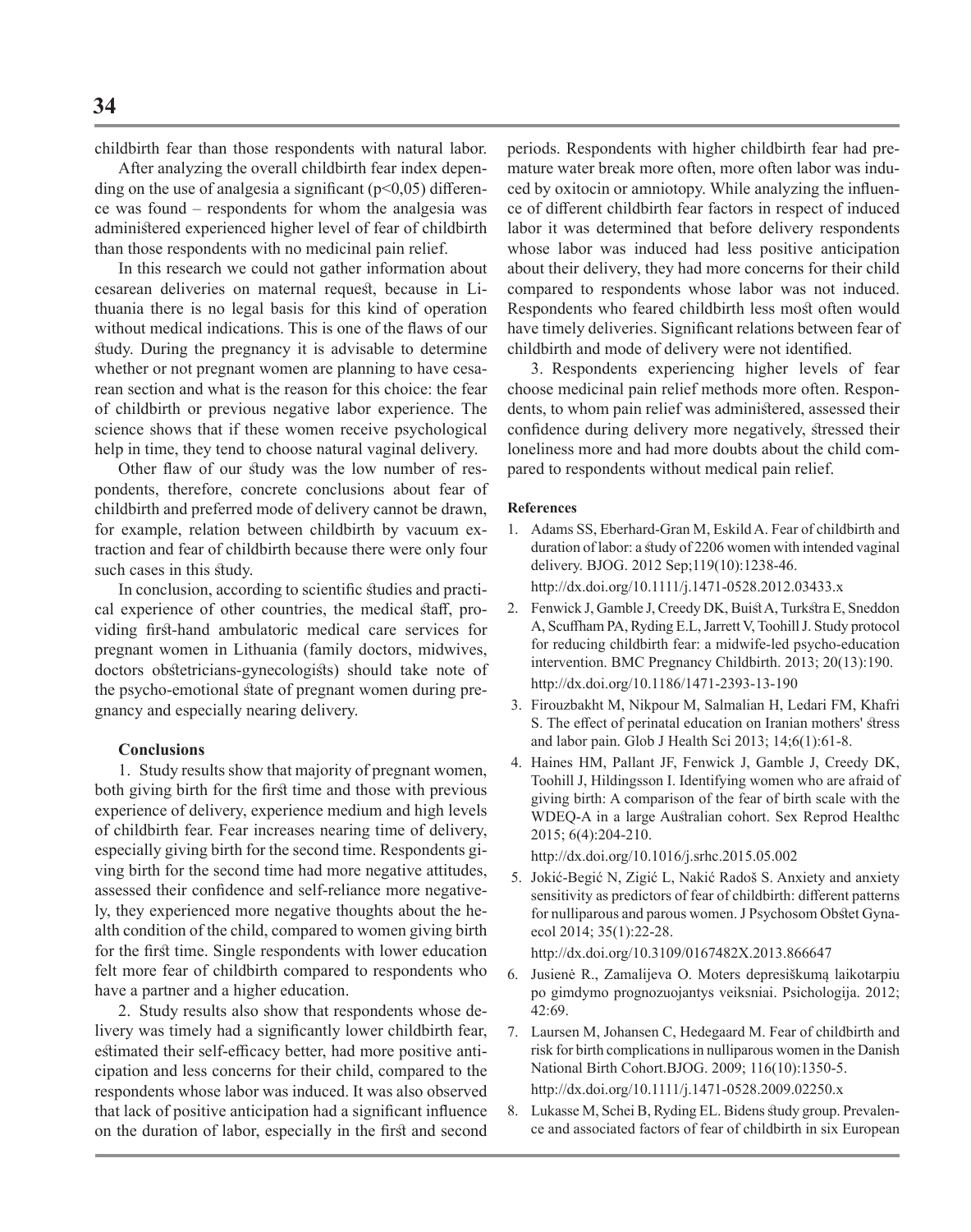childbirth fear than those respondents with natural labor.

After analyzing the overall childbirth fear index depending on the use of analgesia a significant ($p<0,05$) difference was found – respondents for whom the analgesia was administered experienced higher level of fear of childbirth than those respondents with no medicinal pain relief.

In this research we could not gather information about cesarean deliveries on maternal request, because in Lithuania there is no legal basis for this kind of operation without medical indications. This is one of the flaws of our study. During the pregnancy it is advisable to determine whether or not pregnant women are planning to have cesarean section and what is the reason for this choice: the fear of childbirth or previous negative labor experience. The science shows that if these women receive psychological help in time, they tend to choose natural vaginal delivery.

Other flaw of our study was the low number of respondents, therefore, concrete conclusions about fear of childbirth and preferred mode of delivery cannot be drawn, for example, relation between childbirth by vacuum extraction and fear of childbirth because there were only four such cases in this study.

In conclusion, according to scientific studies and practical experience of other countries, the medical staff, providing first-hand ambulatoric medical care services for pregnant women in Lithuania (family doctors, midwives, doctors obstetricians-gynecologists) should take note of the psycho-emotional state of pregnant women during pregnancy and especially nearing delivery.

### Conclusions

1. Study results show that majority of pregnant women, both giving birth for the first time and those with previous experience of delivery, experience medium and high levels of childbirth fear. Fear increases nearing time of delivery, especially giving birth for the second time. Respondents giving birth for the second time had more negative attitudes, assessed their confidence and self-reliance more negatively, they experienced more negative thoughts about the health condition of the child, compared to women giving birth for the first time. Single respondents with lower education felt more fear of childbirth compared to respondents who have a partner and a higher education.

2. Study results also show that respondents whose delivery was timely had a significantly lower childbirth fear, estimated their self-efficacy better, had more positive anticipation and less concerns for their child, compared to the respondents whose labor was induced. It was also observed that lack of positive anticipation had a significant influence on the duration of labor, especially in the first and second periods. Respondents with higher childbirth fear had premature water break more often, more often labor was induced by oxitocin or amniotopy. While analyzing the influence of different childbirth fear factors in respect of induced labor it was determined that before delivery respondents whose labor was induced had less positive anticipation about their delivery, they had more concerns for their child compared to respondents whose labor was not induced. Respondents who feared childbirth less most often would have timely deliveries. Significant relations between fear of childbirth and mode of delivery were not identified.

3. Respondents experiencing higher levels of fear choose medicinal pain relief methods more often. Respondents, to whom pain relief was administered, assessed their confidence during delivery more negatively, stressed their loneliness more and had more doubts about the child compared to respondents without medical pain relief.

### References

1. Adams SS, Eberhard-Gran M, Eskild A. Fear of childbirth and duration of labor: a study of 2206 women with intended vaginal delivery. BJOG. 2012 Sep;119(10):1238-46. http://dx.doi.org/10.1111/j.1471-0528.2012.03433.x
2. Fenwick J, Gamble J, Creedy DK, Buist A, Turkstra E, Sneddon A, Scuffham PA, Ryding E.L, Jarrett V, Toohill J. Study protocol for reducing childbirth fear: a midwife-led psycho-education intervention. BMC Pregnancy Childbirth. 2013; 20(13):190. http://dx.doi.org/10.1186/1471-2393-13-190
3. Firouzbakht M, Nikpour M, Salmalian H, Ledari FM, Khafri S. The effect of perinatal education on Iranian mothers' stress and labor pain. Glob J Health Sci 2013; 14;6(1):61-8.
4. Haines HM, Pallant JF, Fenwick J, Gamble J, Creedy DK, Toohill J, Hildingsson I. Identifying women who are afraid of giving birth: A comparison of the fear of birth scale with the WDEQ-A in a large Australian cohort. Sex Reprod Healthc 2015; 6(4):204-210. http://dx.doi.org/10.1016/j.srhc.2015.05.002
5. Jokić-Begić N, Zigić L, Nakić Radoš S. Anxiety and anxiety sensitivity as predictors of fear of childbirth: different patterns for nulliparous and parous women. J Psychosom Obstet Gynaecol 2014; 35(1):22-28. http://dx.doi.org/10.3109/0167482X.2013.866647
6. Jusienė R., Zamalijeva O. Moters depresiškumą laikotarpiu po gimdymo prognozuojantys veiksniai. Psichologija. 2012; 42:69.
7. Laursen M, Johansen C, Hedegaard M. Fear of childbirth and risk for birth complications in nulliparous women in the Danish National Birth Cohort.BJOG. 2009; 116(10):1350-5. http://dx.doi.org/10.1111/j.1471-0528.2009.02250.x
8. Lukasse M, Schei B, Ryding EL. Bidens study group. Prevalence and associated factors of fear of childbirth in six European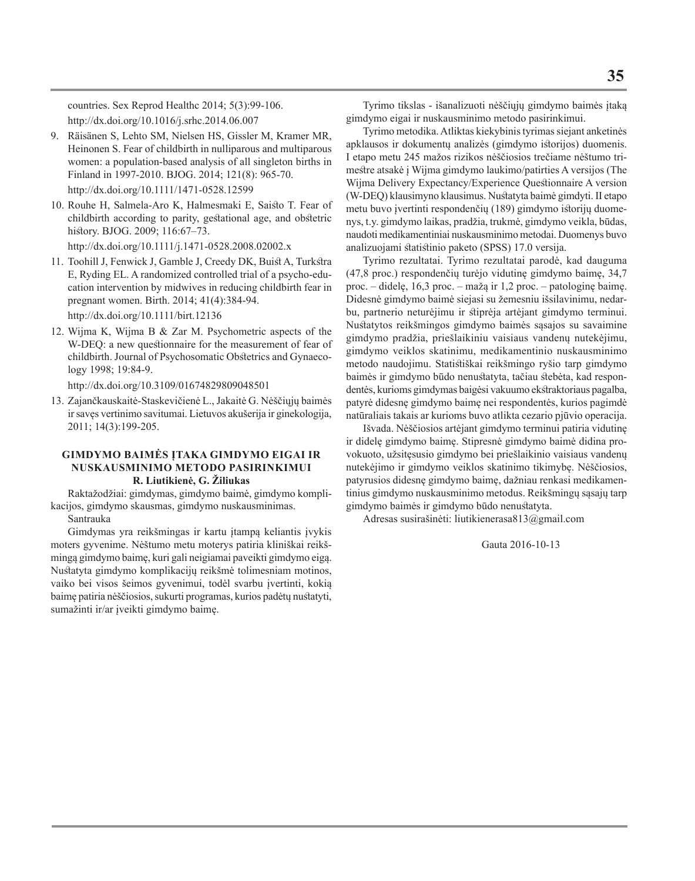countries. Sex Reprod Healthc 2014; 5(3):99-106. http://dx.doi.org/10.1016/j.srhc.2014.06.007

9. Räisänen S, Lehto SM, Nielsen HS, Gissler M, Kramer MR, Heinonen S. Fear of childbirth in nulliparous and multiparous women: a population-based analysis of all singleton births in Finland in 1997-2010. BJOG. 2014; 121(8): 965-70. http://dx.doi.org/10.1111/1471-0528.12599
10. Rouhe H, Salmela-Aro K, Halmesmaki E, Saisto T. Fear of childbirth according to parity, gestational age, and obstetric history. BJOG. 2009; 116:67–73. http://dx.doi.org/10.1111/j.1471-0528.2008.02002.x
11. Toohill J, Fenwick J, Gamble J, Creedy DK, Buist A, Turkstra E, Ryding EL. A randomized controlled trial of a psycho-education intervention by midwives in reducing childbirth fear in pregnant women. Birth. 2014; 41(4):384-94. http://dx.doi.org/10.1111/birt.12136
12. Wijma K, Wijma B & Zar M. Psychometric aspects of the W-DEQ: a new questionnaire for the measurement of fear of childbirth. Journal of Psychosomatic Obstetrics and Gynaecology 1998; 19:84-9. http://dx.doi.org/10.3109/01674829809048501
13. Zajančkauskaitė-Staskevičienė L., Jakaitė G. Nėščiųjų baimės ir savęs vertinimo savitumai. Lietuvos akušerija ir ginekologija, 2011; 14(3):199-205.

## GIMDYMO BAIMĖS ĮTAKA GIMDYMO EIGAI IR NUSKAUSMINIMO METODO PASIRINKIMUI

**R. Liutikienė, G. Žiliukas**

Raktažodžiai: gimdymas, gimdymo baimė, gimdymo komplikacijos, gimdymo skausmas, gimdymo nuskausminimas.

Santrauka

Gimdymas yra reikšmingas ir kartu įtampą keliantis įvykis moters gyvenime. Nėštumo metu moterys patiria kliniškai reikšmingą gimdymo baimę, kuri gali neigiamai paveikti gimdymo eigą. Nustatyta gimdymo komplikacijų reikšmė tolimesniam motinos, vaiko bei visos šeimos gyvenimui, todėl svarbu įvertinti, kokią baimę patiria nėščiosios, sukurti programas, kurios padėtų nustatyti, sumažinti ir/ar įveikti gimdymo baimę.

Tyrimo tikslas - išanalizuoti nėščiųjų gimdymo baimės įtaką gimdymo eigai ir nuskausminimo metodo pasirinkimui.

Tyrimo metodika. Atliktas kiekybinis tyrimas siejant anketinės apklausos ir dokumentų analizės (gimdymo istorijos) duomenis. I etapo metu 245 mažos rizikos nėščiosios trečiame nėštumo trimestre atsakė į Wijma gimdymo laukimo/patirties A versijos (The Wijma Delivery Expectancy/Experience Questionnaire A version (W-DEQ) klausimyno klausimus. Nustatyta baimė gimdyti. II etapo metu buvo įvertinti respondenčių (189) gimdymo istorijų duomenys, t.y. gimdymo laikas, pradžia, trukmė, gimdymo veikla, būdas, naudoti medikamentiniai nuskausminimo metodai. Duomenys buvo analizuojami statistinio paketo (SPSS) 17.0 versija.

Tyrimo rezultatai. Tyrimo rezultatai parodė, kad dauguma (47,8 proc.) respondenčių turėjo vidutinę gimdymo baimę, 34,7 proc. – didelę, 16,3 proc. – mažą ir 1,2 proc. – patologinę baimę. Didesnė gimdymo baimė siejasi su žemesniu išsilavinimu, nedarbu, partnerio neturėjimu ir stiprėja artėjant gimdymo terminui. Nustatytos reikšmingos gimdymo baimės sąsajos su savaimine gimdymo pradžia, priešlaikiniu vaisiaus vandenų nutekėjimu, gimdymo veiklos skatinimu, medikamentinio nuskausminimo metodo naudojimu. Statistiškai reikšmingo ryšio tarp gimdymo baimės ir gimdymo būdo nenustatyta, tačiau stebėta, kad respondentės, kurioms gimdymas baigėsi vakuumo ekstraktoriaus pagalba, patyrė didesnę gimdymo baimę nei respondentės, kurios pagimdė natūraliais takais ar kurioms buvo atlikta cezario pjūvio operacija.

Išvada. Nėščiosios artėjant gimdymo terminui patiria vidutinę ir didelę gimdymo baimę. Stipresnė gimdymo baimė didina provokuoto, užsitęsusio gimdymo bei priešlaikinio vaisiaus vandenų nutekėjimo ir gimdymo veiklos skatinimo tikimybę. Nėščiosios, patyrusios didesnę gimdymo baimę, dažniau renkasi medikamentinius gimdymo nuskausminimo metodus. Reikšmingų sąsajų tarp gimdymo baimės ir gimdymo būdo nenustatyta.

Adresas susirašinėti: liutikienerasa813@gmail.com

Gauta 2016-10-13